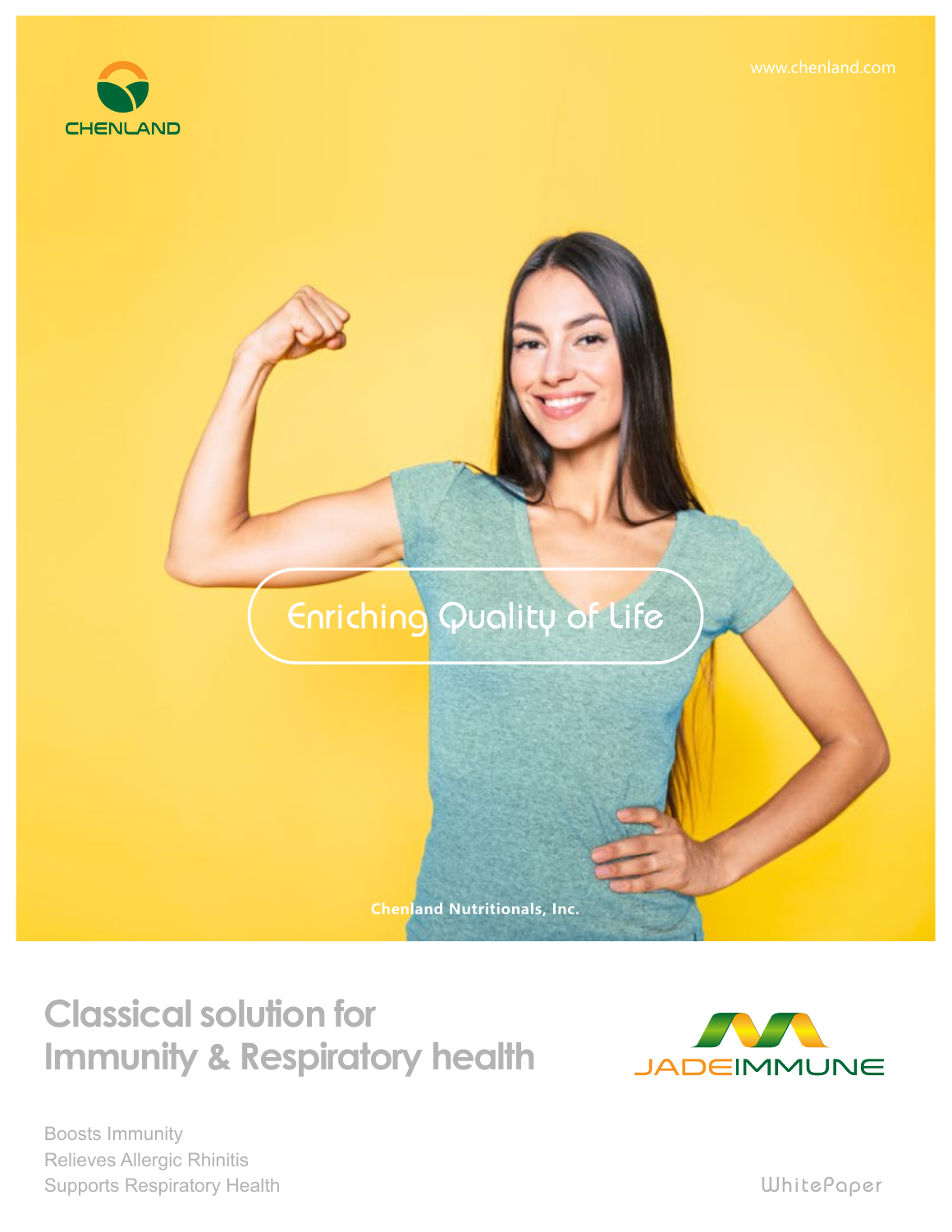CHENLAND

www.chenland.com

Enriching Quality of Life

Chenland Nutritionals, Inc.

# Classical solution for Immunity & Respiratory health

JADEIMMUNE

Boosts Immunity
Relieves Allergic Rhinitis
Supports Respiratory Health

WhitePaper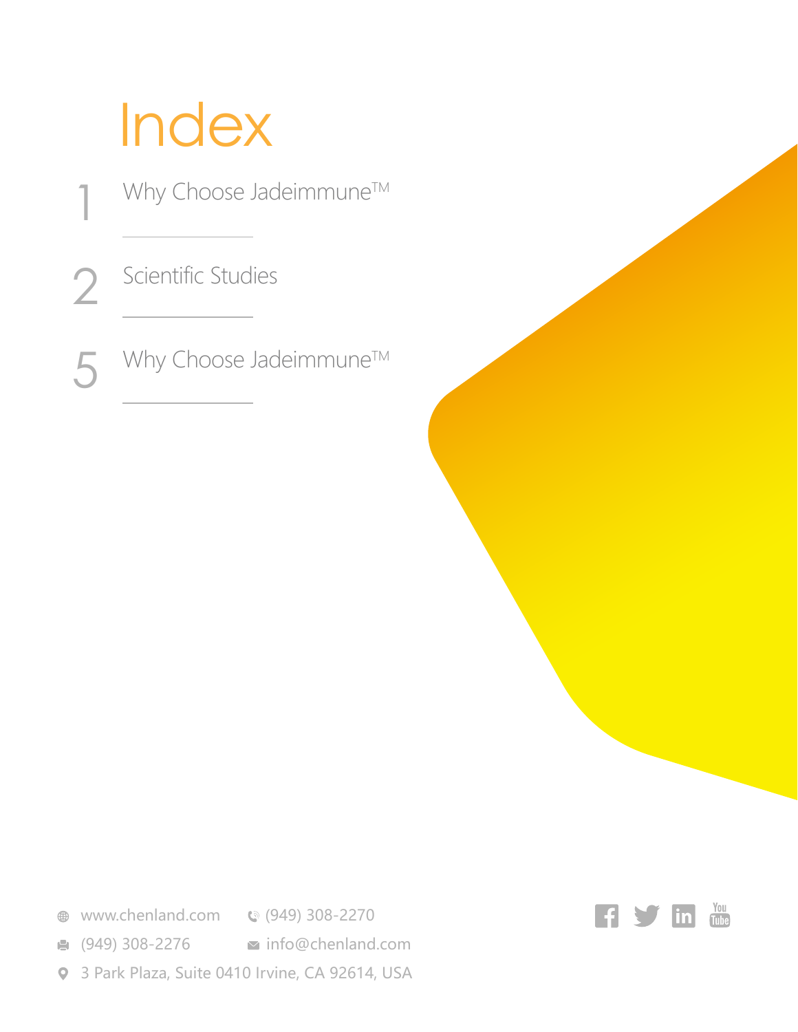# Index

1 Why Choose Jadeimmune™

2 Scientific Studies

5 Why Choose Jadeimmune™

www.chenland.com

(949) 308-2270

(949) 308-2276

info@chenland.com

3 Park Plaza, Suite 0410 Irvine, CA 92614, USA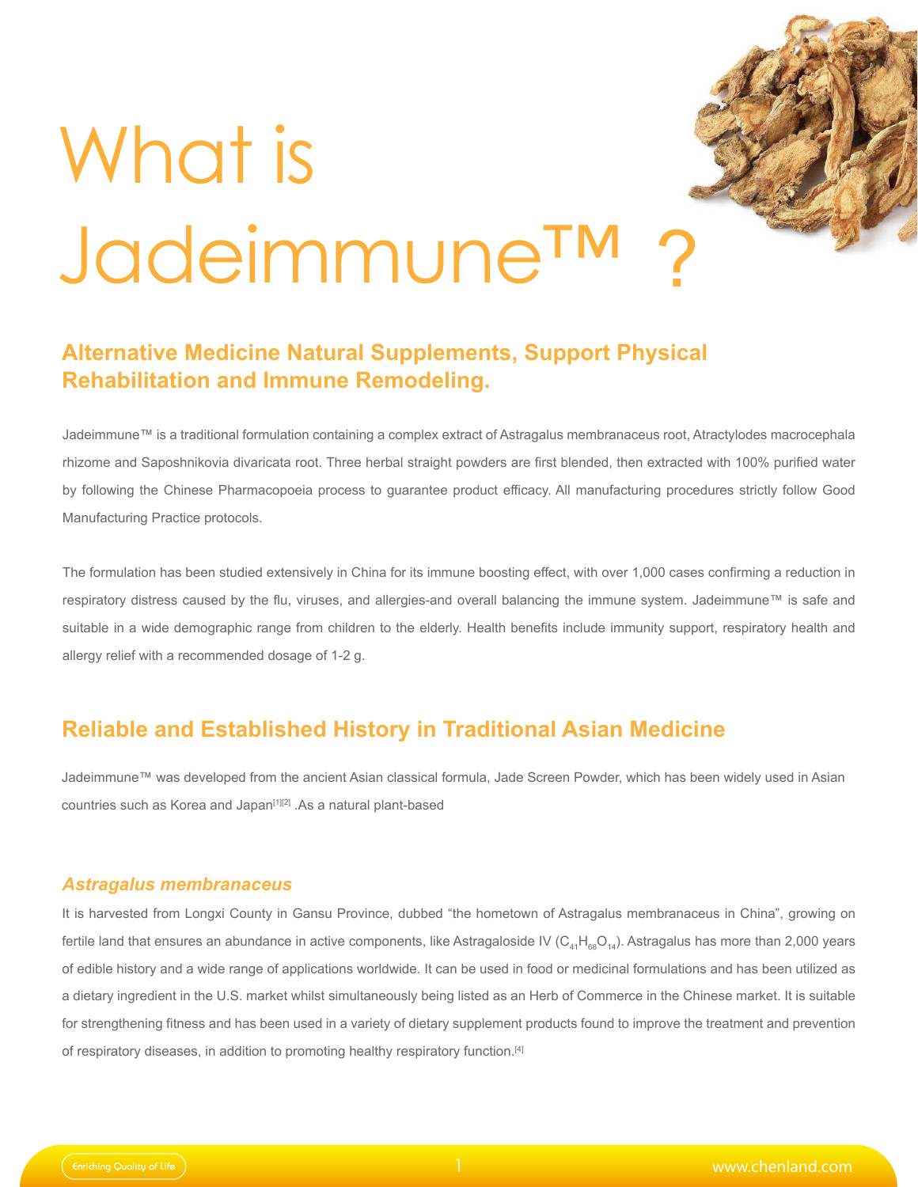# What is Jadeimmune™ ?

## Alternative Medicine Natural Supplements, Support Physical Rehabilitation and Immune Remodeling.

Jadeimmune™ is a traditional formulation containing a complex extract of Astragalus membranaceus root, Atractylodes macrocephala rhizome and Saposhnikovia divaricata root. Three herbal straight powders are first blended, then extracted with 100% purified water by following the Chinese Pharmacopoeia process to guarantee product efficacy. All manufacturing procedures strictly follow Good Manufacturing Practice protocols.

The formulation has been studied extensively in China for its immune boosting effect, with over 1,000 cases confirming a reduction in respiratory distress caused by the flu, viruses, and allergies-and overall balancing the immune system. Jadeimmune™ is safe and suitable in a wide demographic range from children to the elderly. Health benefits include immunity support, respiratory health and allergy relief with a recommended dosage of 1-2 g.

## Reliable and Established History in Traditional Asian Medicine

Jadeimmune™ was developed from the ancient Asian classical formula, Jade Screen Powder, which has been widely used in Asian countries such as Korea and Japan[1][2] .As a natural plant-based

### *Astragalus membranaceus*

It is harvested from Longxi County in Gansu Province, dubbed "the hometown of Astragalus membranaceus in China", growing on fertile land that ensures an abundance in active components, like Astragaloside IV ($C_{41}H_{68}O_{14}$). Astragalus has more than 2,000 years of edible history and a wide range of applications worldwide. It can be used in food or medicinal formulations and has been utilized as a dietary ingredient in the U.S. market whilst simultaneously being listed as an Herb of Commerce in the Chinese market. It is suitable for strengthening fitness and has been used in a variety of dietary supplement products found to improve the treatment and prevention of respiratory diseases, in addition to promoting healthy respiratory function.[4]